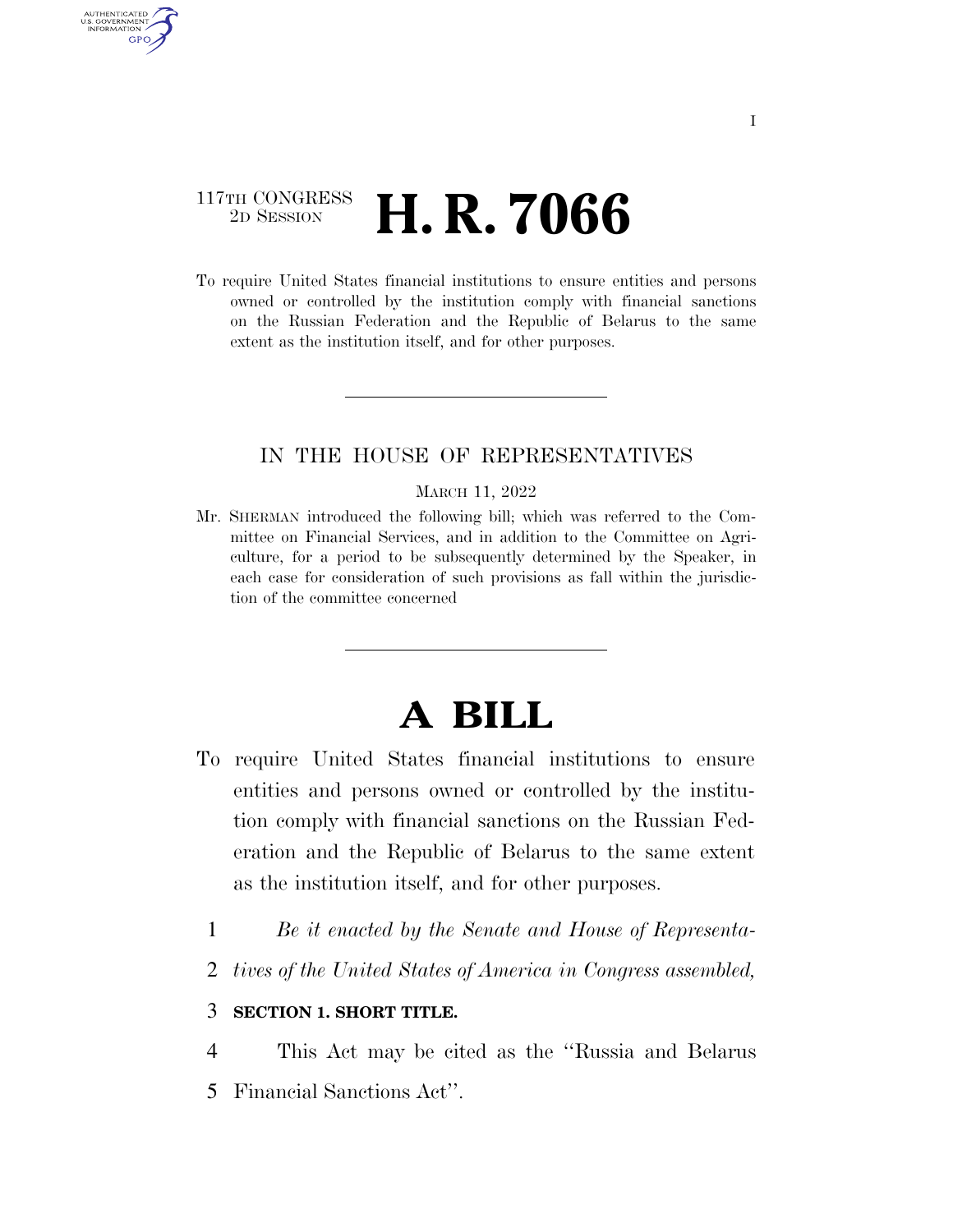I

117TH CONGRESS
2D SESSION

# H. R. 7066

To require United States financial institutions to ensure entities and persons owned or controlled by the institution comply with financial sanctions on the Russian Federation and the Republic of Belarus to the same extent as the institution itself, and for other purposes.

---

## IN THE HOUSE OF REPRESENTATIVES

MARCH 11, 2022

Mr. SHERMAN introduced the following bill; which was referred to the Committee on Financial Services, and in addition to the Committee on Agriculture, for a period to be subsequently determined by the Speaker, in each case for consideration of such provisions as fall within the jurisdiction of the committee concerned

---

# A BILL

To require United States financial institutions to ensure entities and persons owned or controlled by the institution comply with financial sanctions on the Russian Federation and the Republic of Belarus to the same extent as the institution itself, and for other purposes.

1 *Be it enacted by the Senate and House of Representa-*
2 *tives of the United States of America in Congress assembled,*

3 **SECTION 1. SHORT TITLE.**

4 This Act may be cited as the ''Russia and Belarus
5 Financial Sanctions Act''.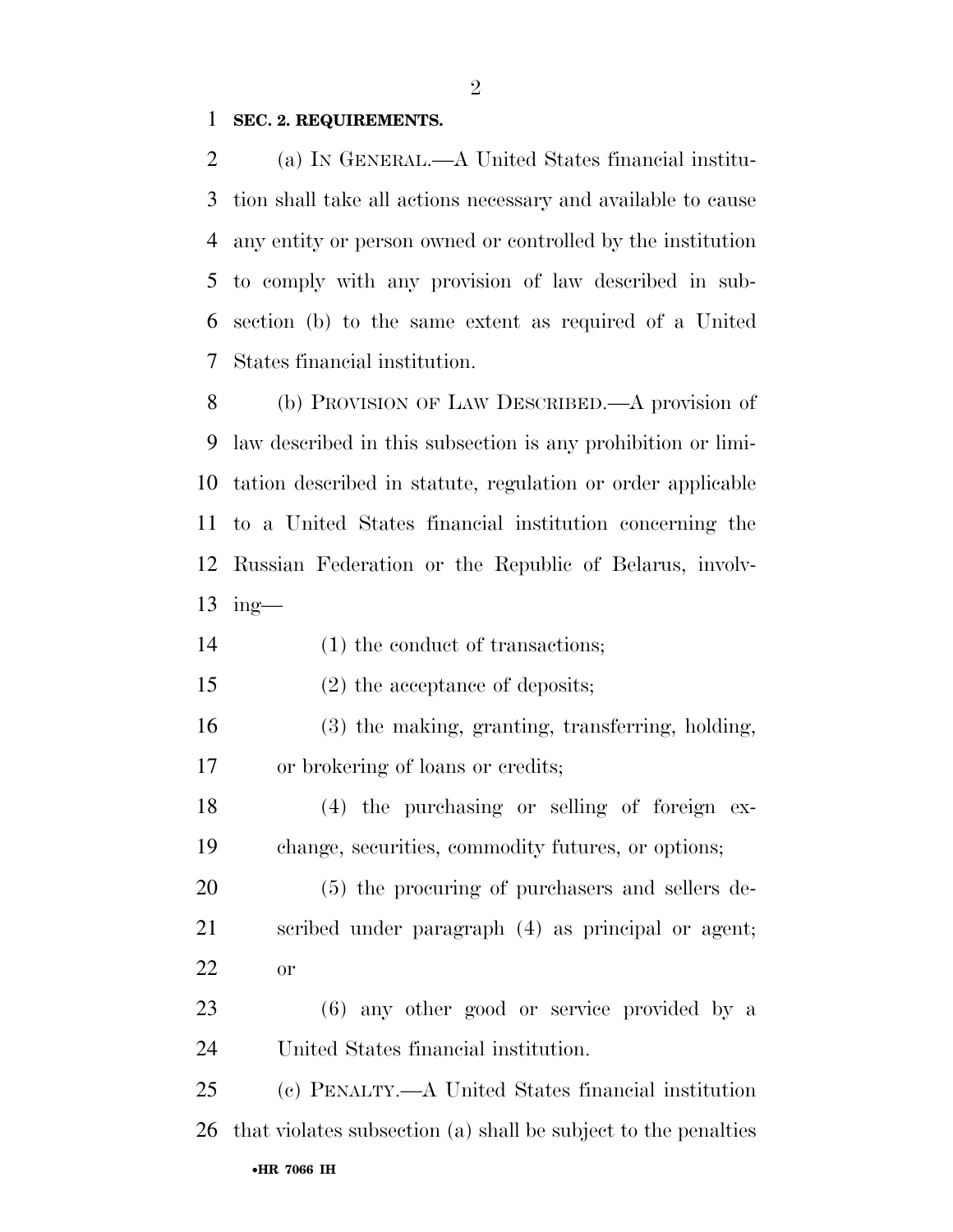**SEC. 2. REQUIREMENTS.**

(a) IN GENERAL.—A United States financial institution shall take all actions necessary and available to cause any entity or person owned or controlled by the institution to comply with any provision of law described in subsection (b) to the same extent as required of a United States financial institution.

(b) PROVISION OF LAW DESCRIBED.—A provision of law described in this subsection is any prohibition or limitation described in statute, regulation or order applicable to a United States financial institution concerning the Russian Federation or the Republic of Belarus, involving—

(1) the conduct of transactions;

(2) the acceptance of deposits;

(3) the making, granting, transferring, holding, or brokering of loans or credits;

(4) the purchasing or selling of foreign exchange, securities, commodity futures, or options;

(5) the procuring of purchasers and sellers described under paragraph (4) as principal or agent; or

(6) any other good or service provided by a United States financial institution.

(c) PENALTY.—A United States financial institution that violates subsection (a) shall be subject to the penalties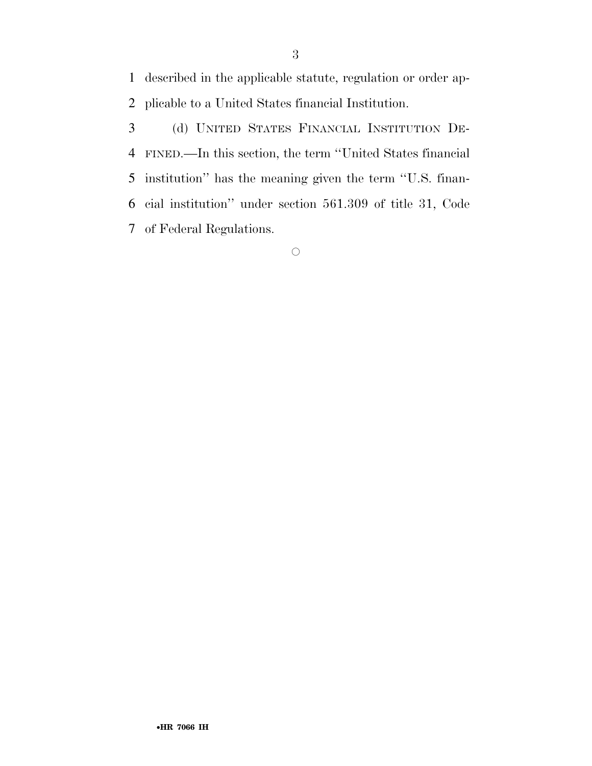described in the applicable statute, regulation or order applicable to a United States financial Institution.

(d) UNITED STATES FINANCIAL INSTITUTION DEFINED.—In this section, the term ''United States financial institution'' has the meaning given the term ''U.S. financial institution'' under section 561.309 of title 31, Code of Federal Regulations.

○